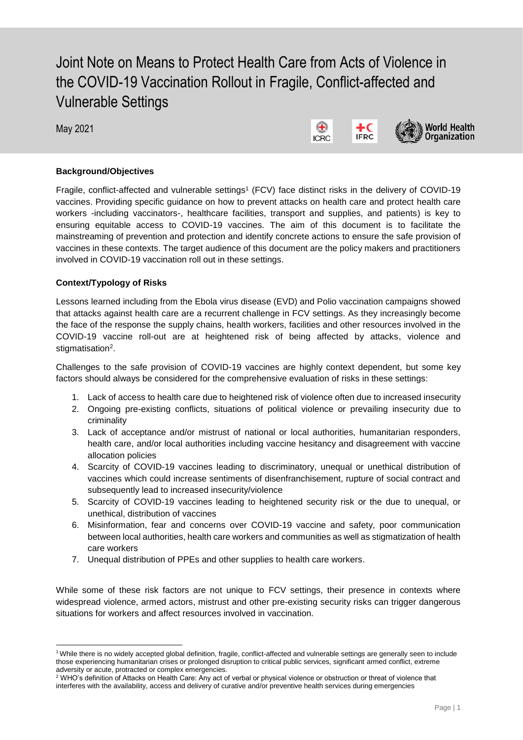# Joint Note on Means to Protect Health Care from Acts of Violence in the COVID-19 Vaccination Rollout in Fragile, Conflict-affected and Vulnerable Settings

May 2021

ICRC IFRC World Health Organization

**Background/Objectives**

Fragile, conflict-affected and vulnerable settings[1] (FCV) face distinct risks in the delivery of COVID-19 vaccines. Providing specific guidance on how to prevent attacks on health care and protect health care workers -including vaccinators-, healthcare facilities, transport and supplies, and patients) is key to ensuring equitable access to COVID-19 vaccines. The aim of this document is to facilitate the mainstreaming of prevention and protection and identify concrete actions to ensure the safe provision of vaccines in these contexts. The target audience of this document are the policy makers and practitioners involved in COVID-19 vaccination roll out in these settings.

**Context/Typology of Risks**

Lessons learned including from the Ebola virus disease (EVD) and Polio vaccination campaigns showed that attacks against health care are a recurrent challenge in FCV settings. As they increasingly become the face of the response the supply chains, health workers, facilities and other resources involved in the COVID-19 vaccine roll-out are at heightened risk of being affected by attacks, violence and stigmatisation[2].

Challenges to the safe provision of COVID-19 vaccines are highly context dependent, but some key factors should always be considered for the comprehensive evaluation of risks in these settings:

1. Lack of access to health care due to heightened risk of violence often due to increased insecurity
2. Ongoing pre-existing conflicts, situations of political violence or prevailing insecurity due to criminality
3. Lack of acceptance and/or mistrust of national or local authorities, humanitarian responders, health care, and/or local authorities including vaccine hesitancy and disagreement with vaccine allocation policies
4. Scarcity of COVID-19 vaccines leading to discriminatory, unequal or unethical distribution of vaccines which could increase sentiments of disenfranchisement, rupture of social contract and subsequently lead to increased insecurity/violence
5. Scarcity of COVID-19 vaccines leading to heightened security risk or the due to unequal, or unethical, distribution of vaccines
6. Misinformation, fear and concerns over COVID-19 vaccine and safety, poor communication between local authorities, health care workers and communities as well as stigmatization of health care workers
7. Unequal distribution of PPEs and other supplies to health care workers.

While some of these risk factors are not unique to FCV settings, their presence in contexts where widespread violence, armed actors, mistrust and other pre-existing security risks can trigger dangerous situations for workers and affect resources involved in vaccination.

---

[1] While there is no widely accepted global definition, fragile, conflict-affected and vulnerable settings are generally seen to include those experiencing humanitarian crises or prolonged disruption to critical public services, significant armed conflict, extreme adversity or acute, protracted or complex emergencies.

[2] WHO's definition of Attacks on Health Care: Any act of verbal or physical violence or obstruction or threat of violence that interferes with the availability, access and delivery of curative and/or preventive health services during emergencies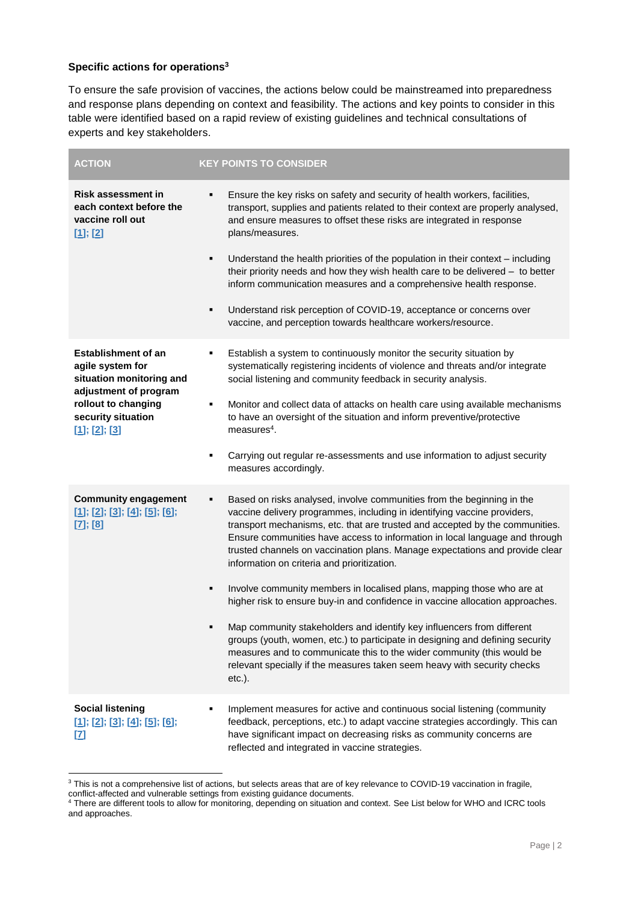### Specific actions for operations[3]

To ensure the safe provision of vaccines, the actions below could be mainstreamed into preparedness and response plans depending on context and feasibility. The actions and key points to consider in this table were identified based on a rapid review of existing guidelines and technical consultations of experts and key stakeholders.

| ACTION | KEY POINTS TO CONSIDER |
|---|---|
| **Risk assessment in each context before the vaccine roll out** [1]; [2] | ▪ Ensure the key risks on safety and security of health workers, facilities, transport, supplies and patients related to their context are properly analysed, and ensure measures to offset these risks are integrated in response plans/measures.<br><br>▪ Understand the health priorities of the population in their context – including their priority needs and how they wish health care to be delivered – to better inform communication measures and a comprehensive health response.<br><br>▪ Understand risk perception of COVID-19, acceptance or concerns over vaccine, and perception towards healthcare workers/resource. |
| **Establishment of an agile system for situation monitoring and adjustment of program rollout to changing security situation** [1]; [2]; [3] | ▪ Establish a system to continuously monitor the security situation by systematically registering incidents of violence and threats and/or integrate social listening and community feedback in security analysis.<br><br>▪ Monitor and collect data of attacks on health care using available mechanisms to have an oversight of the situation and inform preventive/protective measures[4].<br><br>▪ Carrying out regular re-assessments and use information to adjust security measures accordingly. |
| **Community engagement** [1]; [2]; [3]; [4]; [5]; [6]; [7]; [8] | ▪ Based on risks analysed, involve communities from the beginning in the vaccine delivery programmes, including in identifying vaccine providers, transport mechanisms, etc. that are trusted and accepted by the communities. Ensure communities have access to information in local language and through trusted channels on vaccination plans. Manage expectations and provide clear information on criteria and prioritization.<br><br>▪ Involve community members in localised plans, mapping those who are at higher risk to ensure buy-in and confidence in vaccine allocation approaches.<br><br>▪ Map community stakeholders and identify key influencers from different groups (youth, women, etc.) to participate in designing and defining security measures and to communicate this to the wider community (this would be relevant specially if the measures taken seem heavy with security checks etc.). |
| **Social listening** [1]; [2]; [3]; [4]; [5]; [6]; [7] | ▪ Implement measures for active and continuous social listening (community feedback, perceptions, etc.) to adapt vaccine strategies accordingly. This can have significant impact on decreasing risks as community concerns are reflected and integrated in vaccine strategies. |

[3] This is not a comprehensive list of actions, but selects areas that are of key relevance to COVID-19 vaccination in fragile, conflict-affected and vulnerable settings from existing guidance documents.

[4] There are different tools to allow for monitoring, depending on situation and context. See List below for WHO and ICRC tools and approaches.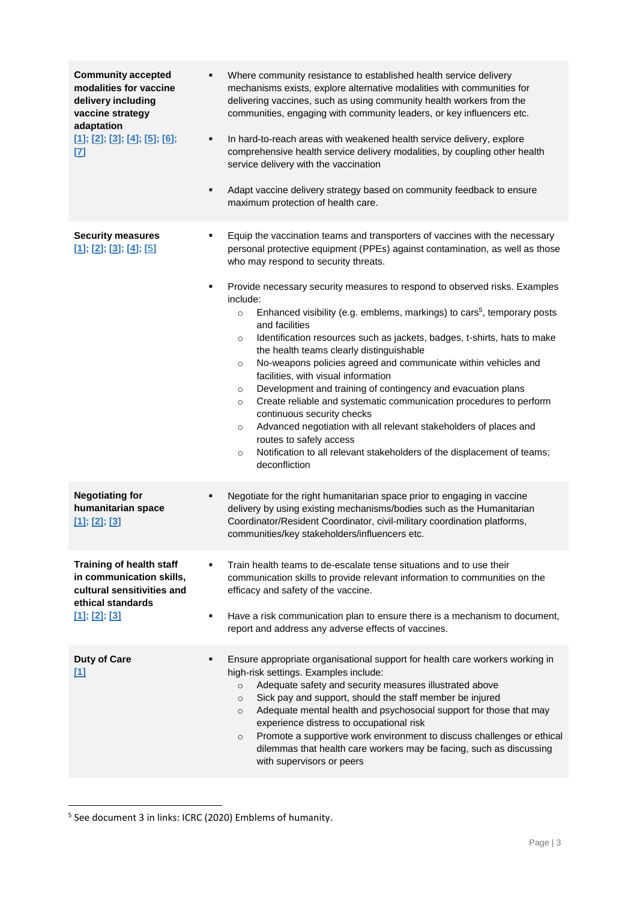| | |
|---|---|
| **Community accepted modalities for vaccine delivery including vaccine strategy adaptation** [1]; [2]; [3]; [4]; [5]; [6]; [7] | ▪ Where community resistance to established health service delivery mechanisms exists, explore alternative modalities with communities for delivering vaccines, such as using community health workers from the communities, engaging with community leaders, or key influencers etc.<br><br>▪ In hard-to-reach areas with weakened health service delivery, explore comprehensive health service delivery modalities, by coupling other health service delivery with the vaccination<br><br>▪ Adapt vaccine delivery strategy based on community feedback to ensure maximum protection of health care. |
| **Security measures** [1]; [2]; [3]; [4]; [5] | ▪ Equip the vaccination teams and transporters of vaccines with the necessary personal protective equipment (PPEs) against contamination, as well as those who may respond to security threats.<br><br>▪ Provide necessary security measures to respond to observed risks. Examples include:<br>○ Enhanced visibility (e.g. emblems, markings) to cars[5], temporary posts and facilities<br>○ Identification resources such as jackets, badges, t-shirts, hats to make the health teams clearly distinguishable<br>○ No-weapons policies agreed and communicate within vehicles and facilities, with visual information<br>○ Development and training of contingency and evacuation plans<br>○ Create reliable and systematic communication procedures to perform continuous security checks<br>○ Advanced negotiation with all relevant stakeholders of places and routes to safely access<br>○ Notification to all relevant stakeholders of the displacement of teams; deconfliction |
| **Negotiating for humanitarian space** [1]; [2]; [3] | ▪ Negotiate for the right humanitarian space prior to engaging in vaccine delivery by using existing mechanisms/bodies such as the Humanitarian Coordinator/Resident Coordinator, civil-military coordination platforms, communities/key stakeholders/influencers etc. |
| **Training of health staff in communication skills, cultural sensitivities and ethical standards** [1]; [2]; [3] | ▪ Train health teams to de-escalate tense situations and to use their communication skills to provide relevant information to communities on the efficacy and safety of the vaccine.<br><br>▪ Have a risk communication plan to ensure there is a mechanism to document, report and address any adverse effects of vaccines. |
| **Duty of Care** [1] | ▪ Ensure appropriate organisational support for health care workers working in high-risk settings. Examples include:<br>○ Adequate safety and security measures illustrated above<br>○ Sick pay and support, should the staff member be injured<br>○ Adequate mental health and psychosocial support for those that may experience distress to occupational risk<br>○ Promote a supportive work environment to discuss challenges or ethical dilemmas that health care workers may be facing, such as discussing with supervisors or peers |

[5] See document 3 in links: ICRC (2020) Emblems of humanity.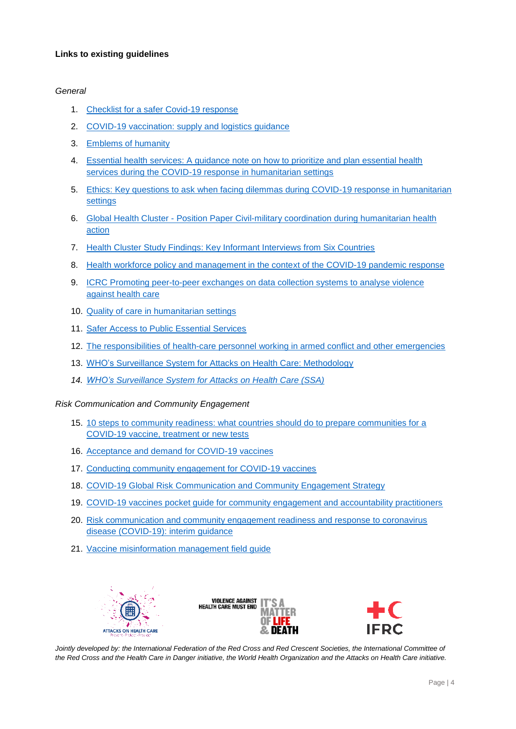**Links to existing guidelines**

*General*

1. Checklist for a safer Covid-19 response
2. COVID-19 vaccination: supply and logistics guidance
3. Emblems of humanity
4. Essential health services: A guidance note on how to prioritize and plan essential health services during the COVID-19 response in humanitarian settings
5. Ethics: Key questions to ask when facing dilemmas during COVID-19 response in humanitarian settings
6. Global Health Cluster - Position Paper Civil-military coordination during humanitarian health action
7. Health Cluster Study Findings: Key Informant Interviews from Six Countries
8. Health workforce policy and management in the context of the COVID-19 pandemic response
9. ICRC Promoting peer-to-peer exchanges on data collection systems to analyse violence against health care
10. Quality of care in humanitarian settings
11. Safer Access to Public Essential Services
12. The responsibilities of health-care personnel working in armed conflict and other emergencies
13. WHO's Surveillance System for Attacks on Health Care: Methodology
14. *WHO's Surveillance System for Attacks on Health Care (SSA)*

*Risk Communication and Community Engagement*

15. 10 steps to community readiness: what countries should do to prepare communities for a COVID-19 vaccine, treatment or new tests
16. Acceptance and demand for COVID-19 vaccines
17. Conducting community engagement for COVID-19 vaccines
18. COVID-19 Global Risk Communication and Community Engagement Strategy
19. COVID-19 vaccines pocket guide for community engagement and accountability practitioners
20. Risk communication and community engagement readiness and response to coronavirus disease (COVID-19): interim guidance
21. Vaccine misinformation management field guide

ATTACKS ON HEALTH CARE Prevent · Protect · Provide

VIOLENCE AGAINST HEALTH CARE MUST END IT'S A MATTER OF LIFE & DEATH

IFRC

*Jointly developed by: the International Federation of the Red Cross and Red Crescent Societies, the International Committee of the Red Cross and the Health Care in Danger initiative, the World Health Organization and the Attacks on Health Care initiative.*